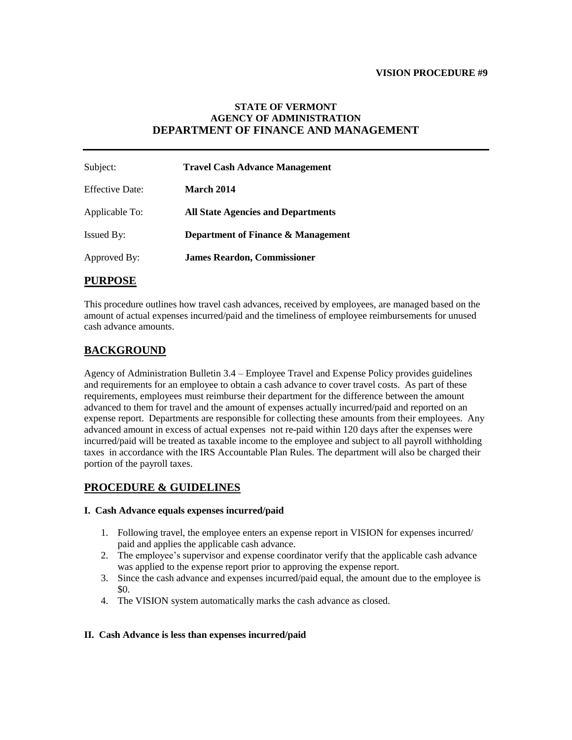**VISION PROCEDURE #9**

**STATE OF VERMONT**
**AGENCY OF ADMINISTRATION**
**DEPARTMENT OF FINANCE AND MANAGEMENT**

---

| | |
|---|---|
| Subject: | **Travel Cash Advance Management** |
| Effective Date: | **March 2014** |
| Applicable To: | **All State Agencies and Departments** |
| Issued By: | **Department of Finance & Management** |
| Approved By: | **James Reardon, Commissioner** |

## PURPOSE

This procedure outlines how travel cash advances, received by employees, are managed based on the amount of actual expenses incurred/paid and the timeliness of employee reimbursements for unused cash advance amounts.

## BACKGROUND

Agency of Administration Bulletin 3.4 – Employee Travel and Expense Policy provides guidelines and requirements for an employee to obtain a cash advance to cover travel costs. As part of these requirements, employees must reimburse their department for the difference between the amount advanced to them for travel and the amount of expenses actually incurred/paid and reported on an expense report. Departments are responsible for collecting these amounts from their employees. Any advanced amount in excess of actual expenses not re-paid within 120 days after the expenses were incurred/paid will be treated as taxable income to the employee and subject to all payroll withholding taxes in accordance with the IRS Accountable Plan Rules. The department will also be charged their portion of the payroll taxes.

## PROCEDURE & GUIDELINES

### I. Cash Advance equals expenses incurred/paid

1. Following travel, the employee enters an expense report in VISION for expenses incurred/ paid and applies the applicable cash advance.
2. The employee's supervisor and expense coordinator verify that the applicable cash advance was applied to the expense report prior to approving the expense report.
3. Since the cash advance and expenses incurred/paid equal, the amount due to the employee is $0.
4. The VISION system automatically marks the cash advance as closed.

### II. Cash Advance is less than expenses incurred/paid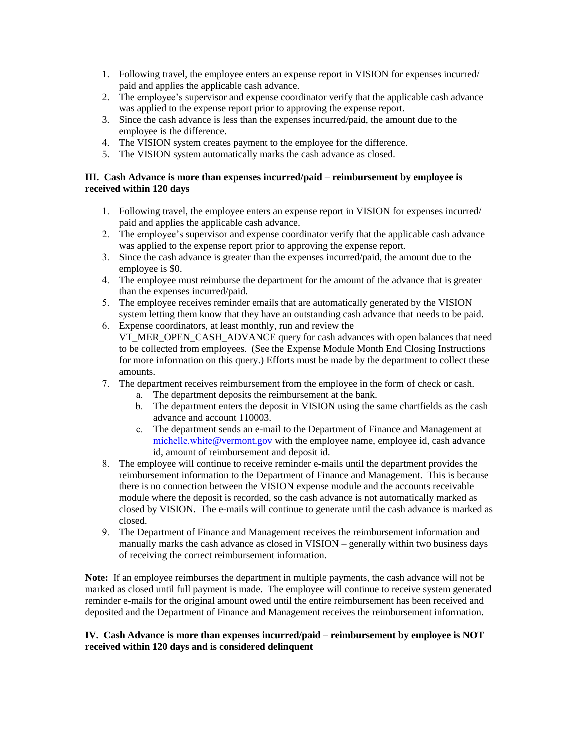1. Following travel, the employee enters an expense report in VISION for expenses incurred/ paid and applies the applicable cash advance.
2. The employee's supervisor and expense coordinator verify that the applicable cash advance was applied to the expense report prior to approving the expense report.
3. Since the cash advance is less than the expenses incurred/paid, the amount due to the employee is the difference.
4. The VISION system creates payment to the employee for the difference.
5. The VISION system automatically marks the cash advance as closed.

**III. Cash Advance is more than expenses incurred/paid – reimbursement by employee is received within 120 days**

1. Following travel, the employee enters an expense report in VISION for expenses incurred/ paid and applies the applicable cash advance.
2. The employee's supervisor and expense coordinator verify that the applicable cash advance was applied to the expense report prior to approving the expense report.
3. Since the cash advance is greater than the expenses incurred/paid, the amount due to the employee is $0.
4. The employee must reimburse the department for the amount of the advance that is greater than the expenses incurred/paid.
5. The employee receives reminder emails that are automatically generated by the VISION system letting them know that they have an outstanding cash advance that needs to be paid.
6. Expense coordinators, at least monthly, run and review the VT_MER_OPEN_CASH_ADVANCE query for cash advances with open balances that need to be collected from employees. (See the Expense Module Month End Closing Instructions for more information on this query.) Efforts must be made by the department to collect these amounts.
7. The department receives reimbursement from the employee in the form of check or cash.
   a. The department deposits the reimbursement at the bank.
   b. The department enters the deposit in VISION using the same chartfields as the cash advance and account 110003.
   c. The department sends an e-mail to the Department of Finance and Management at michelle.white@vermont.gov with the employee name, employee id, cash advance id, amount of reimbursement and deposit id.
8. The employee will continue to receive reminder e-mails until the department provides the reimbursement information to the Department of Finance and Management. This is because there is no connection between the VISION expense module and the accounts receivable module where the deposit is recorded, so the cash advance is not automatically marked as closed by VISION. The e-mails will continue to generate until the cash advance is marked as closed.
9. The Department of Finance and Management receives the reimbursement information and manually marks the cash advance as closed in VISION – generally within two business days of receiving the correct reimbursement information.

**Note:** If an employee reimburses the department in multiple payments, the cash advance will not be marked as closed until full payment is made. The employee will continue to receive system generated reminder e-mails for the original amount owed until the entire reimbursement has been received and deposited and the Department of Finance and Management receives the reimbursement information.

**IV. Cash Advance is more than expenses incurred/paid – reimbursement by employee is NOT received within 120 days and is considered delinquent**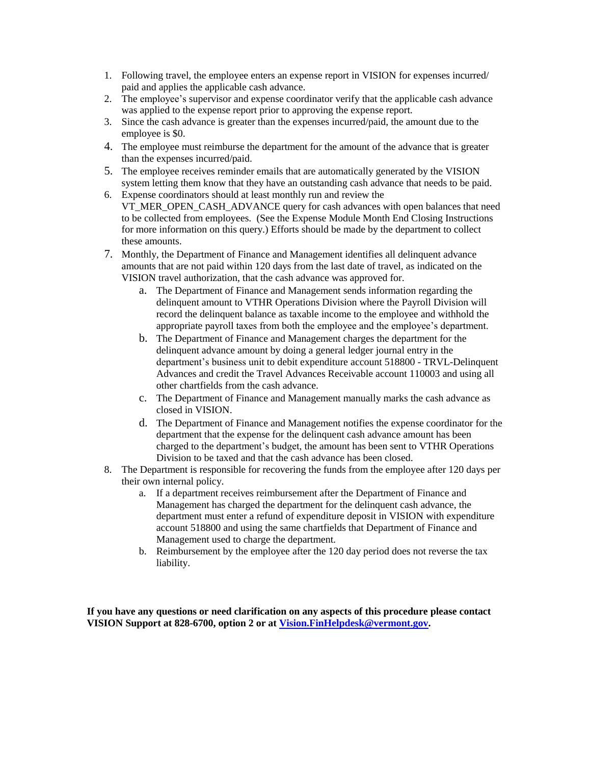1. Following travel, the employee enters an expense report in VISION for expenses incurred/ paid and applies the applicable cash advance.
2. The employee's supervisor and expense coordinator verify that the applicable cash advance was applied to the expense report prior to approving the expense report.
3. Since the cash advance is greater than the expenses incurred/paid, the amount due to the employee is $0.
4. The employee must reimburse the department for the amount of the advance that is greater than the expenses incurred/paid.
5. The employee receives reminder emails that are automatically generated by the VISION system letting them know that they have an outstanding cash advance that needs to be paid.
6. Expense coordinators should at least monthly run and review the VT_MER_OPEN_CASH_ADVANCE query for cash advances with open balances that need to be collected from employees. (See the Expense Module Month End Closing Instructions for more information on this query.) Efforts should be made by the department to collect these amounts.
7. Monthly, the Department of Finance and Management identifies all delinquent advance amounts that are not paid within 120 days from the last date of travel, as indicated on the VISION travel authorization, that the cash advance was approved for.
   a. The Department of Finance and Management sends information regarding the delinquent amount to VTHR Operations Division where the Payroll Division will record the delinquent balance as taxable income to the employee and withhold the appropriate payroll taxes from both the employee and the employee's department.
   b. The Department of Finance and Management charges the department for the delinquent advance amount by doing a general ledger journal entry in the department's business unit to debit expenditure account 518800 - TRVL-Delinquent Advances and credit the Travel Advances Receivable account 110003 and using all other chartfields from the cash advance.
   c. The Department of Finance and Management manually marks the cash advance as closed in VISION.
   d. The Department of Finance and Management notifies the expense coordinator for the department that the expense for the delinquent cash advance amount has been charged to the department's budget, the amount has been sent to VTHR Operations Division to be taxed and that the cash advance has been closed.
8. The Department is responsible for recovering the funds from the employee after 120 days per their own internal policy.
   a. If a department receives reimbursement after the Department of Finance and Management has charged the department for the delinquent cash advance, the department must enter a refund of expenditure deposit in VISION with expenditure account 518800 and using the same chartfields that Department of Finance and Management used to charge the department.
   b. Reimbursement by the employee after the 120 day period does not reverse the tax liability.

**If you have any questions or need clarification on any aspects of this procedure please contact VISION Support at 828-6700, option 2 or at [Vision.FinHelpdesk@vermont.gov](mailto:Vision.FinHelpdesk@vermont.gov).**